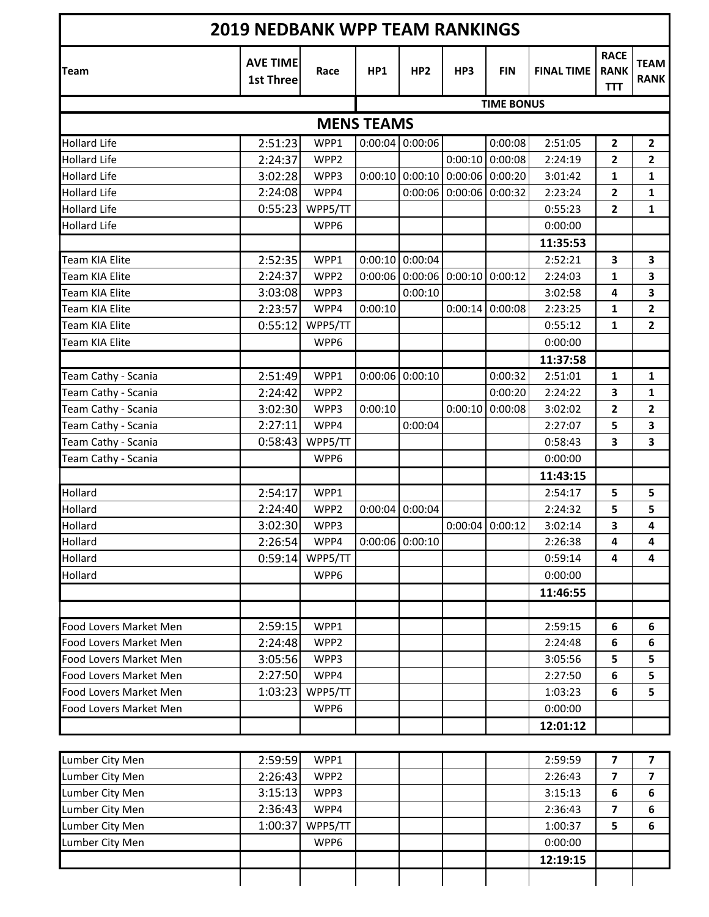# 2019 NEDBANK WPP TEAM RANKINGS

| Team | AVE TIME 1st Three | Race | HP1 | HP2 | HP3 | FIN | FINAL TIME | RACE RANK TTT | TEAM RANK |
|---|---|---|---|---|---|---|---|---|---|
| | | | TIME BONUS | | | | | | |
| **MENS TEAMS** | | | | | | | | | |
| Hollard Life | 2:51:23 | WPP1 | 0:00:04 | 0:00:06 | | 0:00:08 | 2:51:05 | **2** | **2** |
| Hollard Life | 2:24:37 | WPP2 | | | 0:00:10 | 0:00:08 | 2:24:19 | **2** | **2** |
| Hollard Life | 3:02:28 | WPP3 | 0:00:10 | 0:00:10 | 0:00:06 | 0:00:20 | 3:01:42 | **1** | **1** |
| Hollard Life | 2:24:08 | WPP4 | | 0:00:06 | 0:00:06 | 0:00:32 | 2:23:24 | **2** | **1** |
| Hollard Life | 0:55:23 | WPP5/TT | | | | | 0:55:23 | **2** | **1** |
| Hollard Life | | WPP6 | | | | | 0:00:00 | | |
| | | | | | | | **11:35:53** | | |
| Team KIA Elite | 2:52:35 | WPP1 | 0:00:10 | 0:00:04 | | | 2:52:21 | **3** | **3** |
| Team KIA Elite | 2:24:37 | WPP2 | 0:00:06 | 0:00:06 | 0:00:10 | 0:00:12 | 2:24:03 | **1** | **3** |
| Team KIA Elite | 3:03:08 | WPP3 | | 0:00:10 | | | 3:02:58 | **4** | **3** |
| Team KIA Elite | 2:23:57 | WPP4 | 0:00:10 | | 0:00:14 | 0:00:08 | 2:23:25 | **1** | **2** |
| Team KIA Elite | 0:55:12 | WPP5/TT | | | | | 0:55:12 | **1** | **2** |
| Team KIA Elite | | WPP6 | | | | | 0:00:00 | | |
| | | | | | | | **11:37:58** | | |
| Team Cathy - Scania | 2:51:49 | WPP1 | 0:00:06 | 0:00:10 | | 0:00:32 | 2:51:01 | **1** | **1** |
| Team Cathy - Scania | 2:24:42 | WPP2 | | | | 0:00:20 | 2:24:22 | **3** | **1** |
| Team Cathy - Scania | 3:02:30 | WPP3 | 0:00:10 | | 0:00:10 | 0:00:08 | 3:02:02 | **2** | **2** |
| Team Cathy - Scania | 2:27:11 | WPP4 | | 0:00:04 | | | 2:27:07 | **5** | **3** |
| Team Cathy - Scania | 0:58:43 | WPP5/TT | | | | | 0:58:43 | **3** | **3** |
| Team Cathy - Scania | | WPP6 | | | | | 0:00:00 | | |
| | | | | | | | **11:43:15** | | |
| Hollard | 2:54:17 | WPP1 | | | | | 2:54:17 | **5** | **5** |
| Hollard | 2:24:40 | WPP2 | 0:00:04 | 0:00:04 | | | 2:24:32 | **5** | **5** |
| Hollard | 3:02:30 | WPP3 | | | 0:00:04 | 0:00:12 | 3:02:14 | **3** | **4** |
| Hollard | 2:26:54 | WPP4 | 0:00:06 | 0:00:10 | | | 2:26:38 | **4** | **4** |
| Hollard | 0:59:14 | WPP5/TT | | | | | 0:59:14 | **4** | **4** |
| Hollard | | WPP6 | | | | | 0:00:00 | | |
| | | | | | | | **11:46:55** | | |
| | | | | | | | | | |
| Food Lovers Market Men | 2:59:15 | WPP1 | | | | | 2:59:15 | **6** | **6** |
| Food Lovers Market Men | 2:24:48 | WPP2 | | | | | 2:24:48 | **6** | **6** |
| Food Lovers Market Men | 3:05:56 | WPP3 | | | | | 3:05:56 | **5** | **5** |
| Food Lovers Market Men | 2:27:50 | WPP4 | | | | | 2:27:50 | **6** | **5** |
| Food Lovers Market Men | 1:03:23 | WPP5/TT | | | | | 1:03:23 | **6** | **5** |
| Food Lovers Market Men | | WPP6 | | | | | 0:00:00 | | |
| | | | | | | | **12:01:12** | | |
| Lumber City Men | 2:59:59 | WPP1 | | | | | 2:59:59 | **7** | **7** |
| Lumber City Men | 2:26:43 | WPP2 | | | | | 2:26:43 | **7** | **7** |
| Lumber City Men | 3:15:13 | WPP3 | | | | | 3:15:13 | **6** | **6** |
| Lumber City Men | 2:36:43 | WPP4 | | | | | 2:36:43 | **7** | **6** |
| Lumber City Men | 1:00:37 | WPP5/TT | | | | | 1:00:37 | **5** | **6** |
| Lumber City Men | | WPP6 | | | | | 0:00:00 | | |
| | | | | | | | **12:19:15** | | |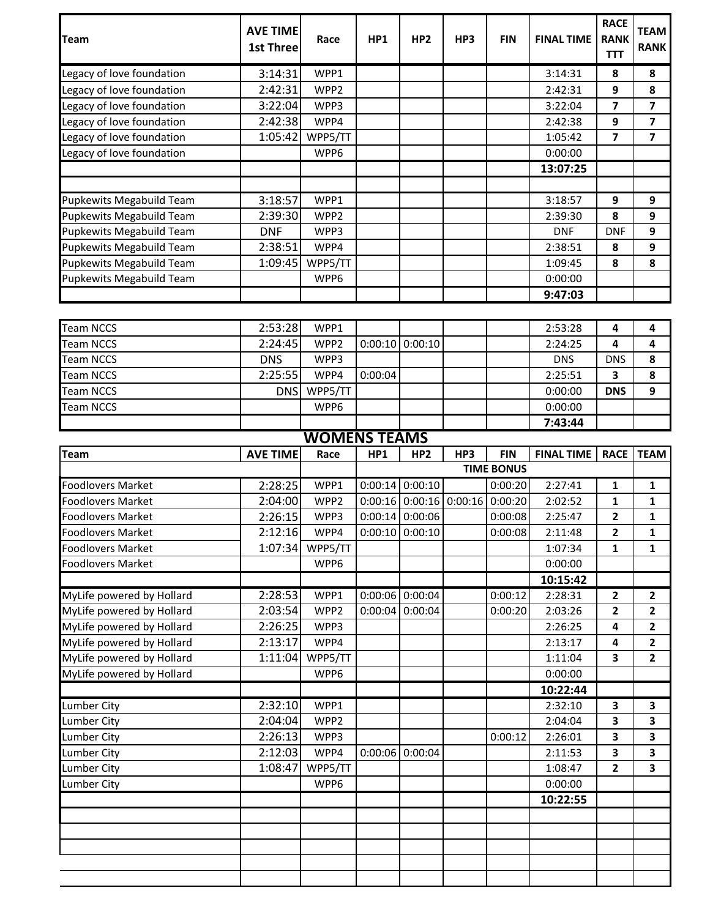| Team | AVE TIME 1st Three | Race | HP1 | HP2 | HP3 | FIN | FINAL TIME | RACE RANK TTT | TEAM RANK |
|---|---|---|---|---|---|---|---|---|---|
| Legacy of love foundation | 3:14:31 | WPP1 | | | | | 3:14:31 | **8** | **8** |
| Legacy of love foundation | 2:42:31 | WPP2 | | | | | 2:42:31 | **9** | **8** |
| Legacy of love foundation | 3:22:04 | WPP3 | | | | | 3:22:04 | **7** | **7** |
| Legacy of love foundation | 2:42:38 | WPP4 | | | | | 2:42:38 | **9** | **7** |
| Legacy of love foundation | 1:05:42 | WPP5/TT | | | | | 1:05:42 | **7** | **7** |
| Legacy of love foundation | | WPP6 | | | | | 0:00:00 | | |
| | | | | | | | **13:07:25** | | |
| | | | | | | | | | |
| Pupkewits Megabuild Team | 3:18:57 | WPP1 | | | | | 3:18:57 | **9** | **9** |
| Pupkewits Megabuild Team | 2:39:30 | WPP2 | | | | | 2:39:30 | **8** | **9** |
| Pupkewits Megabuild Team | DNF | WPP3 | | | | | DNF | DNF | **9** |
| Pupkewits Megabuild Team | 2:38:51 | WPP4 | | | | | 2:38:51 | **8** | **9** |
| Pupkewits Megabuild Team | 1:09:45 | WPP5/TT | | | | | 1:09:45 | **8** | **8** |
| Pupkewits Megabuild Team | | WPP6 | | | | | 0:00:00 | | |
| | | | | | | | **9:47:03** | | |

| Team | AVE TIME 1st Three | Race | HP1 | HP2 | HP3 | FIN | FINAL TIME | RACE RANK TTT | TEAM RANK |
|---|---|---|---|---|---|---|---|---|---|
| Team NCCS | 2:53:28 | WPP1 | | | | | 2:53:28 | **4** | **4** |
| Team NCCS | 2:24:45 | WPP2 | 0:00:10 | 0:00:10 | | | 2:24:25 | **4** | **4** |
| Team NCCS | DNS | WPP3 | | | | | DNS | DNS | **8** |
| Team NCCS | 2:25:55 | WPP4 | 0:00:04 | | | | 2:25:51 | **3** | **8** |
| Team NCCS | DNS | WPP5/TT | | | | | 0:00:00 | **DNS** | **9** |
| Team NCCS | | WPP6 | | | | | 0:00:00 | | |
| | | | | | | | **7:43:44** | | |

## WOMENS TEAMS

| Team | AVE TIME | Race | HP1 | HP2 | HP3 | FIN | FINAL TIME | RACE | TEAM |
|---|---|---|---|---|---|---|---|---|---|
| | | | TIME BONUS | | | | | | |
| Foodlovers Market | 2:28:25 | WPP1 | 0:00:14 | 0:00:10 | | 0:00:20 | 2:27:41 | **1** | **1** |
| Foodlovers Market | 2:04:00 | WPP2 | 0:00:16 | 0:00:16 | 0:00:16 | 0:00:20 | 2:02:52 | **1** | **1** |
| Foodlovers Market | 2:26:15 | WPP3 | 0:00:14 | 0:00:06 | | 0:00:08 | 2:25:47 | **2** | **1** |
| Foodlovers Market | 2:12:16 | WPP4 | 0:00:10 | 0:00:10 | | 0:00:08 | 2:11:48 | **2** | **1** |
| Foodlovers Market | 1:07:34 | WPP5/TT | | | | | 1:07:34 | **1** | **1** |
| Foodlovers Market | | WPP6 | | | | | 0:00:00 | | |
| | | | | | | | **10:15:42** | | |
| MyLife powered by Hollard | 2:28:53 | WPP1 | 0:00:06 | 0:00:04 | | 0:00:12 | 2:28:31 | **2** | **2** |
| MyLife powered by Hollard | 2:03:54 | WPP2 | 0:00:04 | 0:00:04 | | 0:00:20 | 2:03:26 | **2** | **2** |
| MyLife powered by Hollard | 2:26:25 | WPP3 | | | | | 2:26:25 | **4** | **2** |
| MyLife powered by Hollard | 2:13:17 | WPP4 | | | | | 2:13:17 | **4** | **2** |
| MyLife powered by Hollard | 1:11:04 | WPP5/TT | | | | | 1:11:04 | **3** | **2** |
| MyLife powered by Hollard | | WPP6 | | | | | 0:00:00 | | |
| | | | | | | | **10:22:44** | | |
| Lumber City | 2:32:10 | WPP1 | | | | | 2:32:10 | **3** | **3** |
| Lumber City | 2:04:04 | WPP2 | | | | | 2:04:04 | **3** | **3** |
| Lumber City | 2:26:13 | WPP3 | | | | 0:00:12 | 2:26:01 | **3** | **3** |
| Lumber City | 2:12:03 | WPP4 | 0:00:06 | 0:00:04 | | | 2:11:53 | **3** | **3** |
| Lumber City | 1:08:47 | WPP5/TT | | | | | 1:08:47 | **2** | **3** |
| Lumber City | | WPP6 | | | | | 0:00:00 | | |
| | | | | | | | **10:22:55** | | |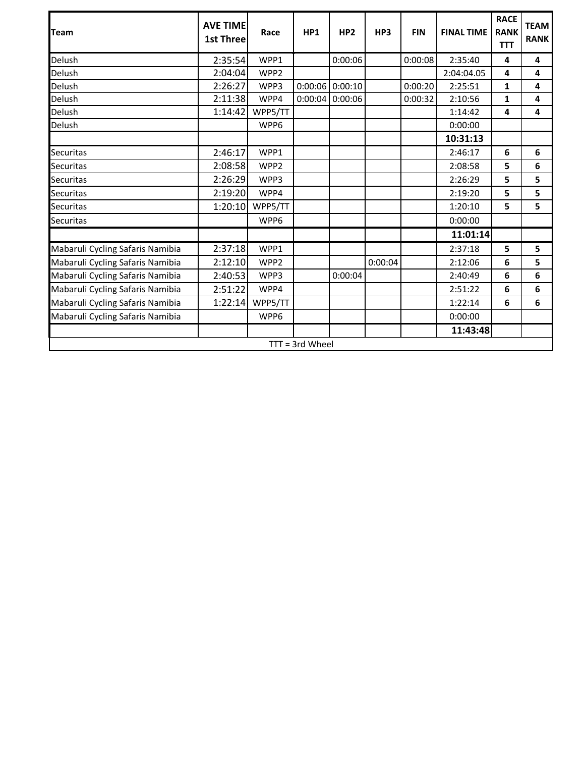| Team | AVE TIME 1st Three | Race | HP1 | HP2 | HP3 | FIN | FINAL TIME | RACE RANK TTT | TEAM RANK |
|---|---|---|---|---|---|---|---|---|---|
| Delush | 2:35:54 | WPP1 | | 0:00:06 | | 0:00:08 | 2:35:40 | **4** | **4** |
| Delush | 2:04:04 | WPP2 | | | | | 2:04:04.05 | **4** | **4** |
| Delush | 2:26:27 | WPP3 | 0:00:06 | 0:00:10 | | 0:00:20 | 2:25:51 | **1** | **4** |
| Delush | 2:11:38 | WPP4 | 0:00:04 | 0:00:06 | | 0:00:32 | 2:10:56 | **1** | **4** |
| Delush | 1:14:42 | WPP5/TT | | | | | 1:14:42 | **4** | **4** |
| Delush | | WPP6 | | | | | 0:00:00 | | |
| | | | | | | | **10:31:13** | | |
| Securitas | 2:46:17 | WPP1 | | | | | 2:46:17 | **6** | **6** |
| Securitas | 2:08:58 | WPP2 | | | | | 2:08:58 | **5** | **6** |
| Securitas | 2:26:29 | WPP3 | | | | | 2:26:29 | **5** | **5** |
| Securitas | 2:19:20 | WPP4 | | | | | 2:19:20 | **5** | **5** |
| Securitas | 1:20:10 | WPP5/TT | | | | | 1:20:10 | **5** | **5** |
| Securitas | | WPP6 | | | | | 0:00:00 | | |
| | | | | | | | **11:01:14** | | |
| Mabaruli Cycling Safaris Namibia | 2:37:18 | WPP1 | | | | | 2:37:18 | **5** | **5** |
| Mabaruli Cycling Safaris Namibia | 2:12:10 | WPP2 | | | 0:00:04 | | 2:12:06 | **6** | **5** |
| Mabaruli Cycling Safaris Namibia | 2:40:53 | WPP3 | | 0:00:04 | | | 2:40:49 | **6** | **6** |
| Mabaruli Cycling Safaris Namibia | 2:51:22 | WPP4 | | | | | 2:51:22 | **6** | **6** |
| Mabaruli Cycling Safaris Namibia | 1:22:14 | WPP5/TT | | | | | 1:22:14 | **6** | **6** |
| Mabaruli Cycling Safaris Namibia | | WPP6 | | | | | 0:00:00 | | |
| | | | | | | | **11:43:48** | | |

TTT = 3rd Wheel